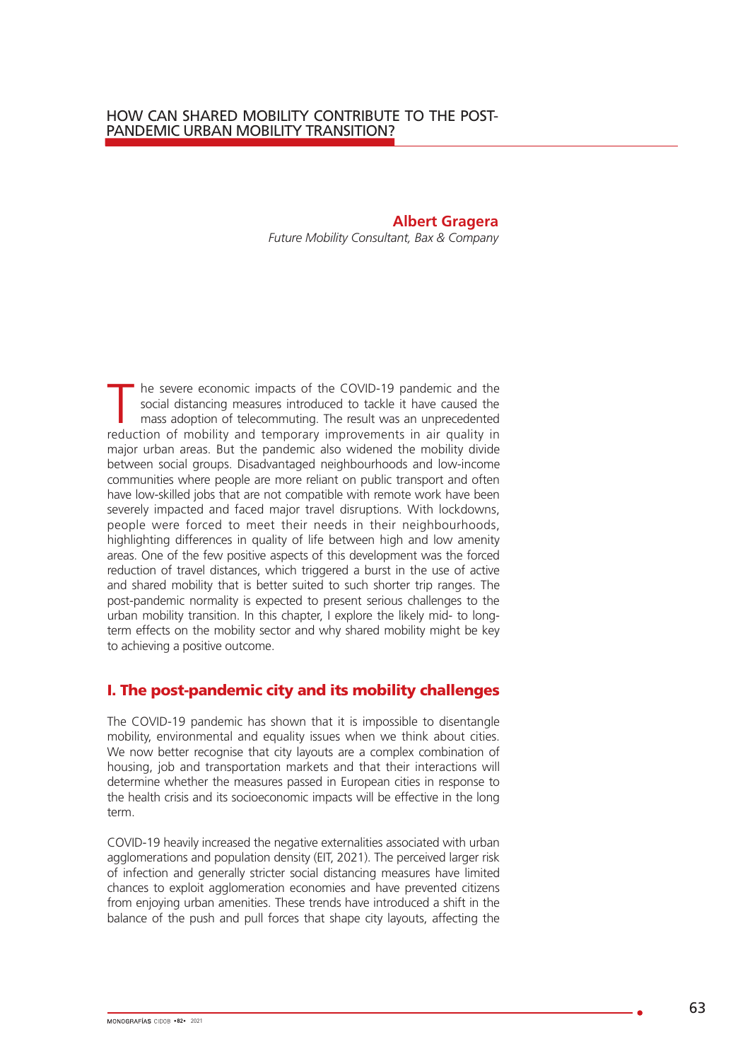# HOW CAN SHARED MOBILITY CONTRIBUTE TO THE POST-PANDEMIC URBAN MOBILITY TRANSITION?

**Albert Gragera**
*Future Mobility Consultant, Bax & Company*

The severe economic impacts of the COVID-19 pandemic and the social distancing measures introduced to tackle it have caused the mass adoption of telecommuting. The result was an unprecedented reduction of mobility and temporary improvements in air quality in major urban areas. But the pandemic also widened the mobility divide between social groups. Disadvantaged neighbourhoods and low-income communities where people are more reliant on public transport and often have low-skilled jobs that are not compatible with remote work have been severely impacted and faced major travel disruptions. With lockdowns, people were forced to meet their needs in their neighbourhoods, highlighting differences in quality of life between high and low amenity areas. One of the few positive aspects of this development was the forced reduction of travel distances, which triggered a burst in the use of active and shared mobility that is better suited to such shorter trip ranges. The post-pandemic normality is expected to present serious challenges to the urban mobility transition. In this chapter, I explore the likely mid- to long-term effects on the mobility sector and why shared mobility might be key to achieving a positive outcome.

## I. The post-pandemic city and its mobility challenges

The COVID-19 pandemic has shown that it is impossible to disentangle mobility, environmental and equality issues when we think about cities. We now better recognise that city layouts are a complex combination of housing, job and transportation markets and that their interactions will determine whether the measures passed in European cities in response to the health crisis and its socioeconomic impacts will be effective in the long term.

COVID-19 heavily increased the negative externalities associated with urban agglomerations and population density (EIT, 2021). The perceived larger risk of infection and generally stricter social distancing measures have limited chances to exploit agglomeration economies and have prevented citizens from enjoying urban amenities. These trends have introduced a shift in the balance of the push and pull forces that shape city layouts, affecting the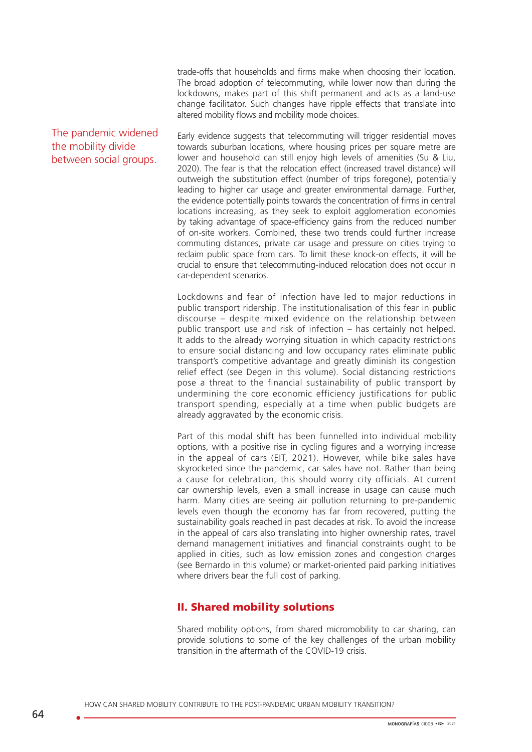trade-offs that households and firms make when choosing their location. The broad adoption of telecommuting, while lower now than during the lockdowns, makes part of this shift permanent and acts as a land-use change facilitator. Such changes have ripple effects that translate into altered mobility flows and mobility mode choices.

The pandemic widened the mobility divide between social groups.

Early evidence suggests that telecommuting will trigger residential moves towards suburban locations, where housing prices per square metre are lower and household can still enjoy high levels of amenities (Su & Liu, 2020). The fear is that the relocation effect (increased travel distance) will outweigh the substitution effect (number of trips foregone), potentially leading to higher car usage and greater environmental damage. Further, the evidence potentially points towards the concentration of firms in central locations increasing, as they seek to exploit agglomeration economies by taking advantage of space-efficiency gains from the reduced number of on-site workers. Combined, these two trends could further increase commuting distances, private car usage and pressure on cities trying to reclaim public space from cars. To limit these knock-on effects, it will be crucial to ensure that telecommuting-induced relocation does not occur in car-dependent scenarios.

Lockdowns and fear of infection have led to major reductions in public transport ridership. The institutionalisation of this fear in public discourse – despite mixed evidence on the relationship between public transport use and risk of infection – has certainly not helped. It adds to the already worrying situation in which capacity restrictions to ensure social distancing and low occupancy rates eliminate public transport's competitive advantage and greatly diminish its congestion relief effect (see Degen in this volume). Social distancing restrictions pose a threat to the financial sustainability of public transport by undermining the core economic efficiency justifications for public transport spending, especially at a time when public budgets are already aggravated by the economic crisis.

Part of this modal shift has been funnelled into individual mobility options, with a positive rise in cycling figures and a worrying increase in the appeal of cars (EIT, 2021). However, while bike sales have skyrocketed since the pandemic, car sales have not. Rather than being a cause for celebration, this should worry city officials. At current car ownership levels, even a small increase in usage can cause much harm. Many cities are seeing air pollution returning to pre-pandemic levels even though the economy has far from recovered, putting the sustainability goals reached in past decades at risk. To avoid the increase in the appeal of cars also translating into higher ownership rates, travel demand management initiatives and financial constraints ought to be applied in cities, such as low emission zones and congestion charges (see Bernardo in this volume) or market-oriented paid parking initiatives where drivers bear the full cost of parking.

## II. Shared mobility solutions

Shared mobility options, from shared micromobility to car sharing, can provide solutions to some of the key challenges of the urban mobility transition in the aftermath of the COVID-19 crisis.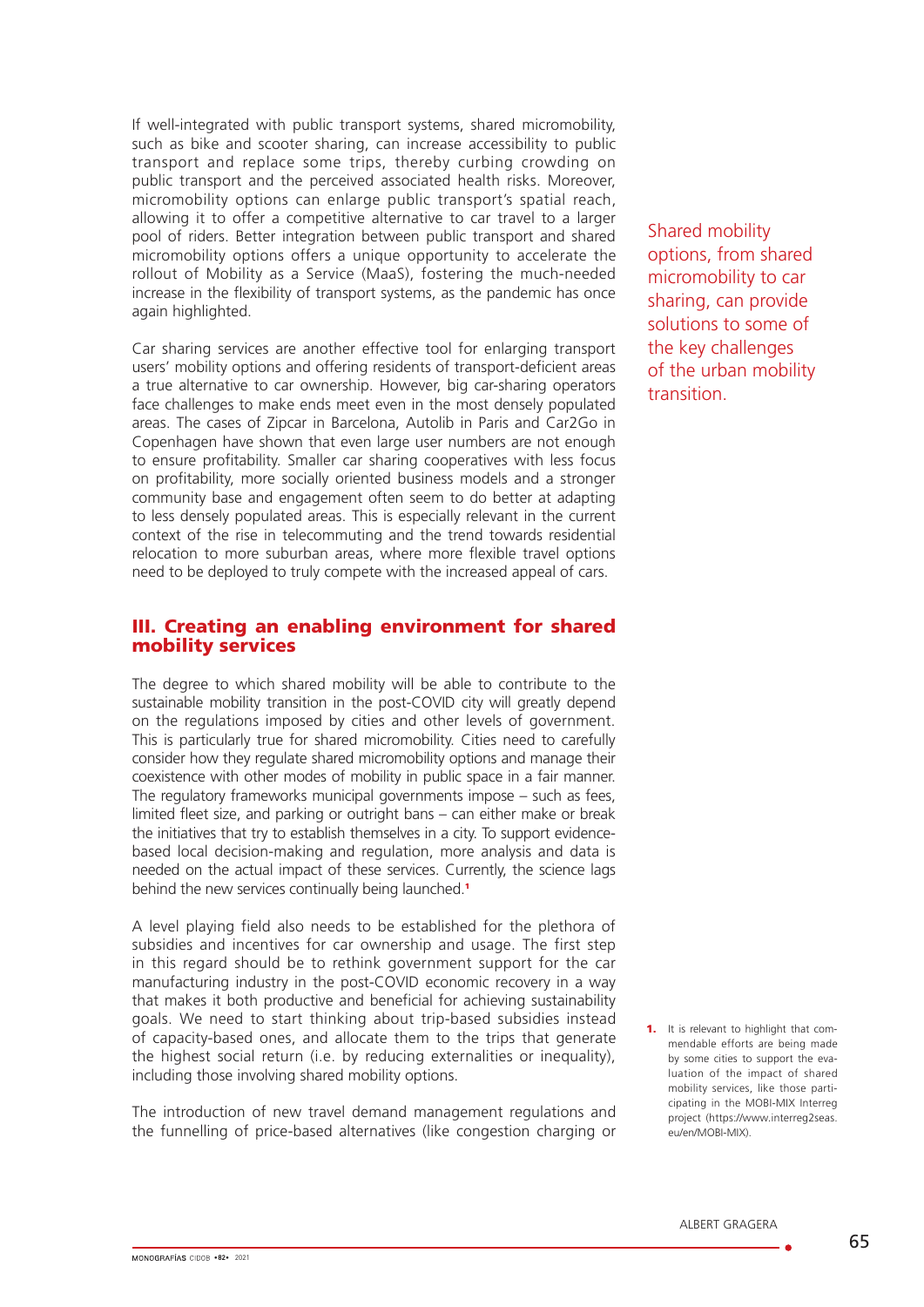If well-integrated with public transport systems, shared micromobility, such as bike and scooter sharing, can increase accessibility to public transport and replace some trips, thereby curbing crowding on public transport and the perceived associated health risks. Moreover, micromobility options can enlarge public transport's spatial reach, allowing it to offer a competitive alternative to car travel to a larger pool of riders. Better integration between public transport and shared micromobility options offers a unique opportunity to accelerate the rollout of Mobility as a Service (MaaS), fostering the much-needed increase in the flexibility of transport systems, as the pandemic has once again highlighted.

Shared mobility options, from shared micromobility to car sharing, can provide solutions to some of the key challenges of the urban mobility transition.

Car sharing services are another effective tool for enlarging transport users' mobility options and offering residents of transport-deficient areas a true alternative to car ownership. However, big car-sharing operators face challenges to make ends meet even in the most densely populated areas. The cases of Zipcar in Barcelona, Autolib in Paris and Car2Go in Copenhagen have shown that even large user numbers are not enough to ensure profitability. Smaller car sharing cooperatives with less focus on profitability, more socially oriented business models and a stronger community base and engagement often seem to do better at adapting to less densely populated areas. This is especially relevant in the current context of the rise in telecommuting and the trend towards residential relocation to more suburban areas, where more flexible travel options need to be deployed to truly compete with the increased appeal of cars.

## III. Creating an enabling environment for shared mobility services

The degree to which shared mobility will be able to contribute to the sustainable mobility transition in the post-COVID city will greatly depend on the regulations imposed by cities and other levels of government. This is particularly true for shared micromobility. Cities need to carefully consider how they regulate shared micromobility options and manage their coexistence with other modes of mobility in public space in a fair manner. The regulatory frameworks municipal governments impose – such as fees, limited fleet size, and parking or outright bans – can either make or break the initiatives that try to establish themselves in a city. To support evidence-based local decision-making and regulation, more analysis and data is needed on the actual impact of these services. Currently, the science lags behind the new services continually being launched.[1]

A level playing field also needs to be established for the plethora of subsidies and incentives for car ownership and usage. The first step in this regard should be to rethink government support for the car manufacturing industry in the post-COVID economic recovery in a way that makes it both productive and beneficial for achieving sustainability goals. We need to start thinking about trip-based subsidies instead of capacity-based ones, and allocate them to the trips that generate the highest social return (i.e. by reducing externalities or inequality), including those involving shared mobility options.

The introduction of new travel demand management regulations and the funnelling of price-based alternatives (like congestion charging or

1. It is relevant to highlight that commendable efforts are being made by some cities to support the evaluation of the impact of shared mobility services, like those participating in the MOBI-MIX Interreg project (https://www.interreg2seas.eu/en/MOBI-MIX).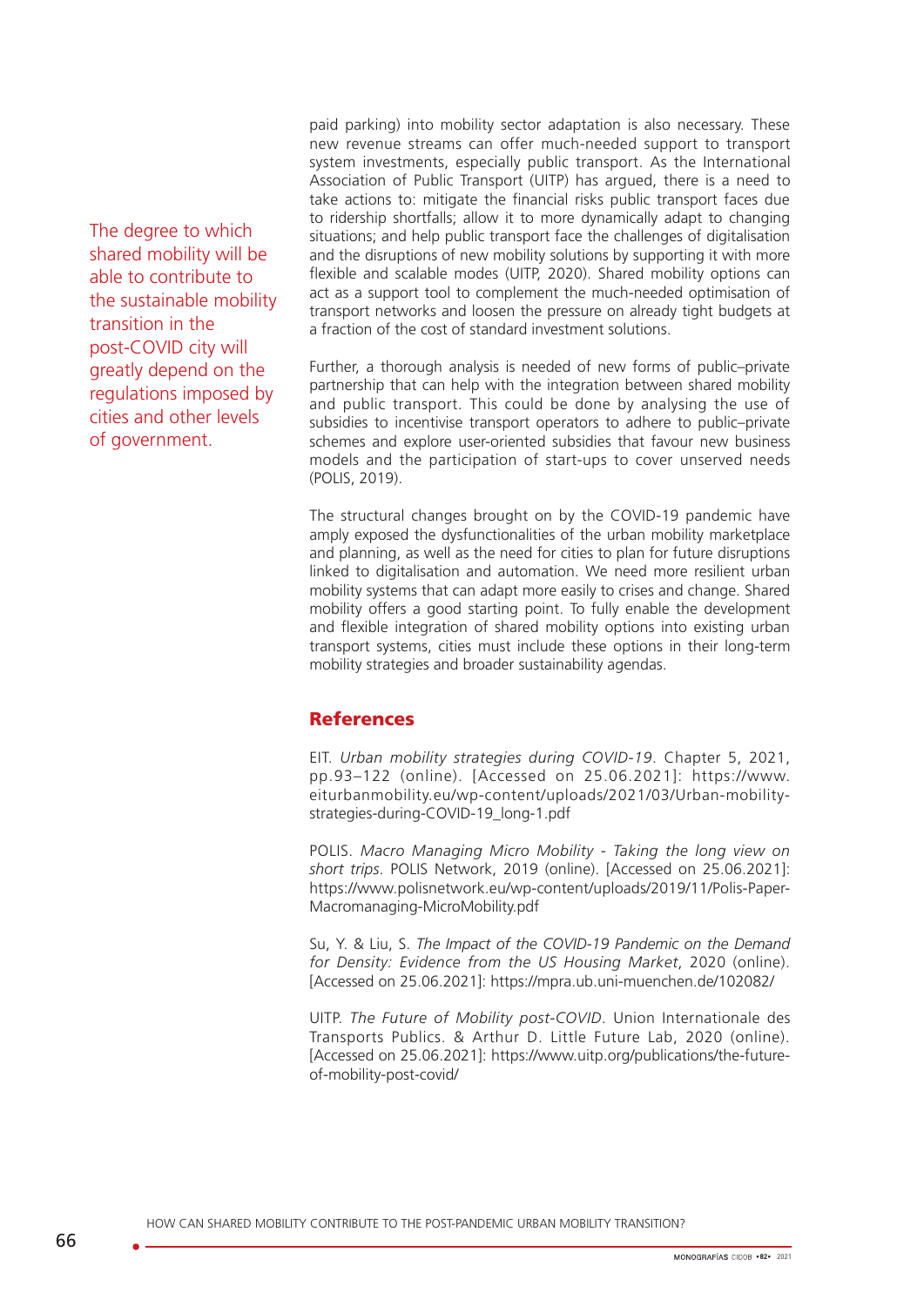paid parking) into mobility sector adaptation is also necessary. These new revenue streams can offer much-needed support to transport system investments, especially public transport. As the International Association of Public Transport (UITP) has argued, there is a need to take actions to: mitigate the financial risks public transport faces due to ridership shortfalls; allow it to more dynamically adapt to changing situations; and help public transport face the challenges of digitalisation and the disruptions of new mobility solutions by supporting it with more flexible and scalable modes (UITP, 2020). Shared mobility options can act as a support tool to complement the much-needed optimisation of transport networks and loosen the pressure on already tight budgets at a fraction of the cost of standard investment solutions.

The degree to which shared mobility will be able to contribute to the sustainable mobility transition in the post-COVID city will greatly depend on the regulations imposed by cities and other levels of government.

Further, a thorough analysis is needed of new forms of public–private partnership that can help with the integration between shared mobility and public transport. This could be done by analysing the use of subsidies to incentivise transport operators to adhere to public–private schemes and explore user-oriented subsidies that favour new business models and the participation of start-ups to cover unserved needs (POLIS, 2019).

The structural changes brought on by the COVID-19 pandemic have amply exposed the dysfunctionalities of the urban mobility marketplace and planning, as well as the need for cities to plan for future disruptions linked to digitalisation and automation. We need more resilient urban mobility systems that can adapt more easily to crises and change. Shared mobility offers a good starting point. To fully enable the development and flexible integration of shared mobility options into existing urban transport systems, cities must include these options in their long-term mobility strategies and broader sustainability agendas.

## References

EIT. *Urban mobility strategies during COVID-19*. Chapter 5, 2021, pp.93–122 (online). [Accessed on 25.06.2021]: https://www.eiturbanmobility.eu/wp-content/uploads/2021/03/Urban-mobility-strategies-during-COVID-19_long-1.pdf

POLIS. *Macro Managing Micro Mobility - Taking the long view on short trips*. POLIS Network, 2019 (online). [Accessed on 25.06.2021]: https://www.polisnetwork.eu/wp-content/uploads/2019/11/Polis-Paper-Macromanaging-MicroMobility.pdf

Su, Y. & Liu, S. *The Impact of the COVID-19 Pandemic on the Demand for Density: Evidence from the US Housing Market*, 2020 (online). [Accessed on 25.06.2021]: https://mpra.ub.uni-muenchen.de/102082/

UITP. *The Future of Mobility post-COVID*. Union Internationale des Transports Publics. & Arthur D. Little Future Lab, 2020 (online). [Accessed on 25.06.2021]: https://www.uitp.org/publications/the-future-of-mobility-post-covid/